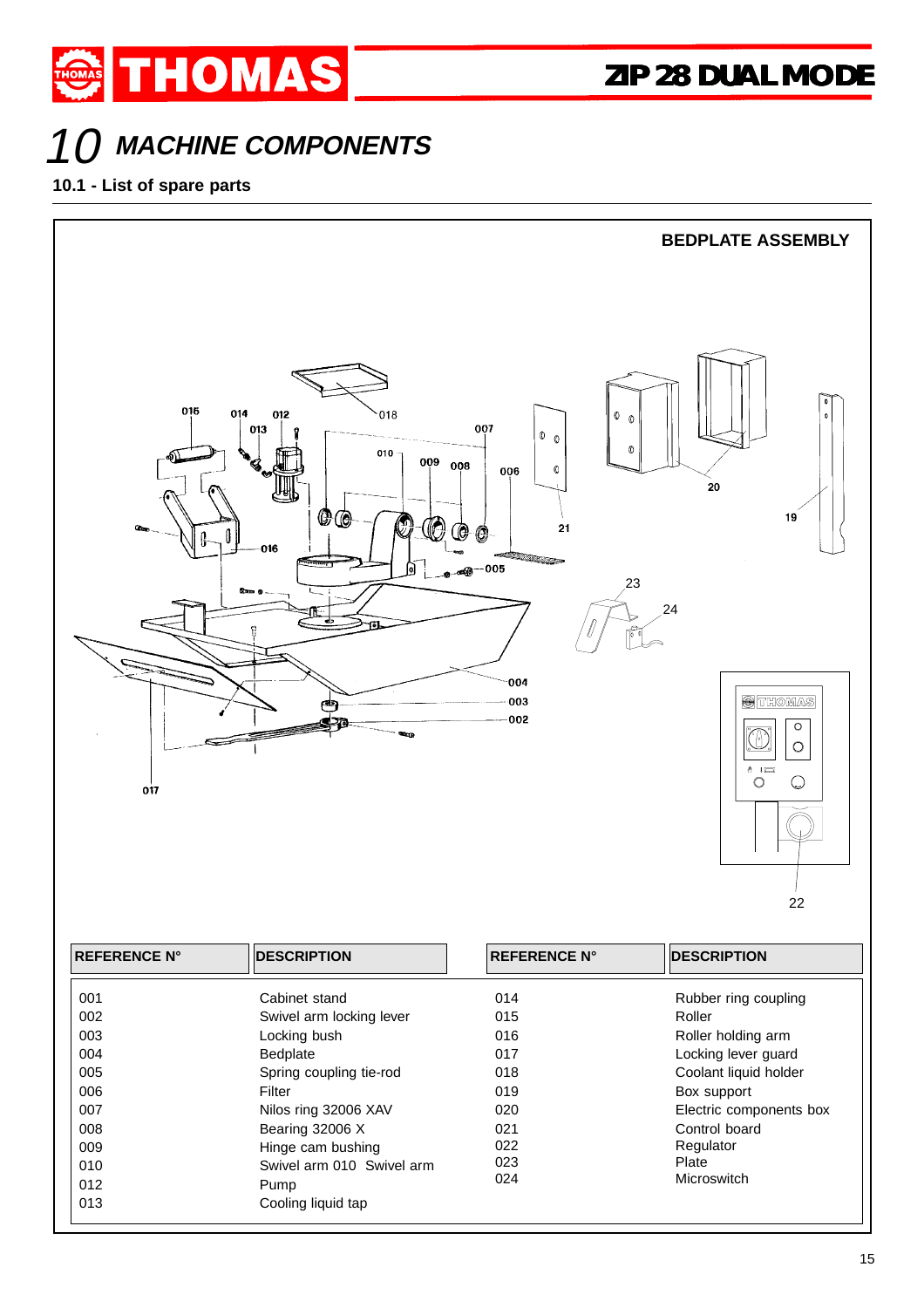# 10 MACHINE COMPONENTS

## 10.1 - List of spare parts

### BEDPLATE ASSEMBLY

| REFERENCE N° | DESCRIPTION | REFERENCE N° | DESCRIPTION |
|---|---|---|---|
| 001 | Cabinet stand | 014 | Rubber ring coupling |
| 002 | Swivel arm locking lever | 015 | Roller |
| 003 | Locking bush | 016 | Roller holding arm |
| 004 | Bedplate | 017 | Locking lever guard |
| 005 | Spring coupling tie-rod | 018 | Coolant liquid holder |
| 006 | Filter | 019 | Box support |
| 007 | Nilos ring 32006 XAV | 020 | Electric components box |
| 008 | Bearing 32006 X | 021 | Control board |
| 009 | Hinge cam bushing | 022 | Regulator |
| 010 | Swivel arm 010 Swivel arm | 023 | Plate |
| 012 | Pump | 024 | Microswitch |
| 013 | Cooling liquid tap | | |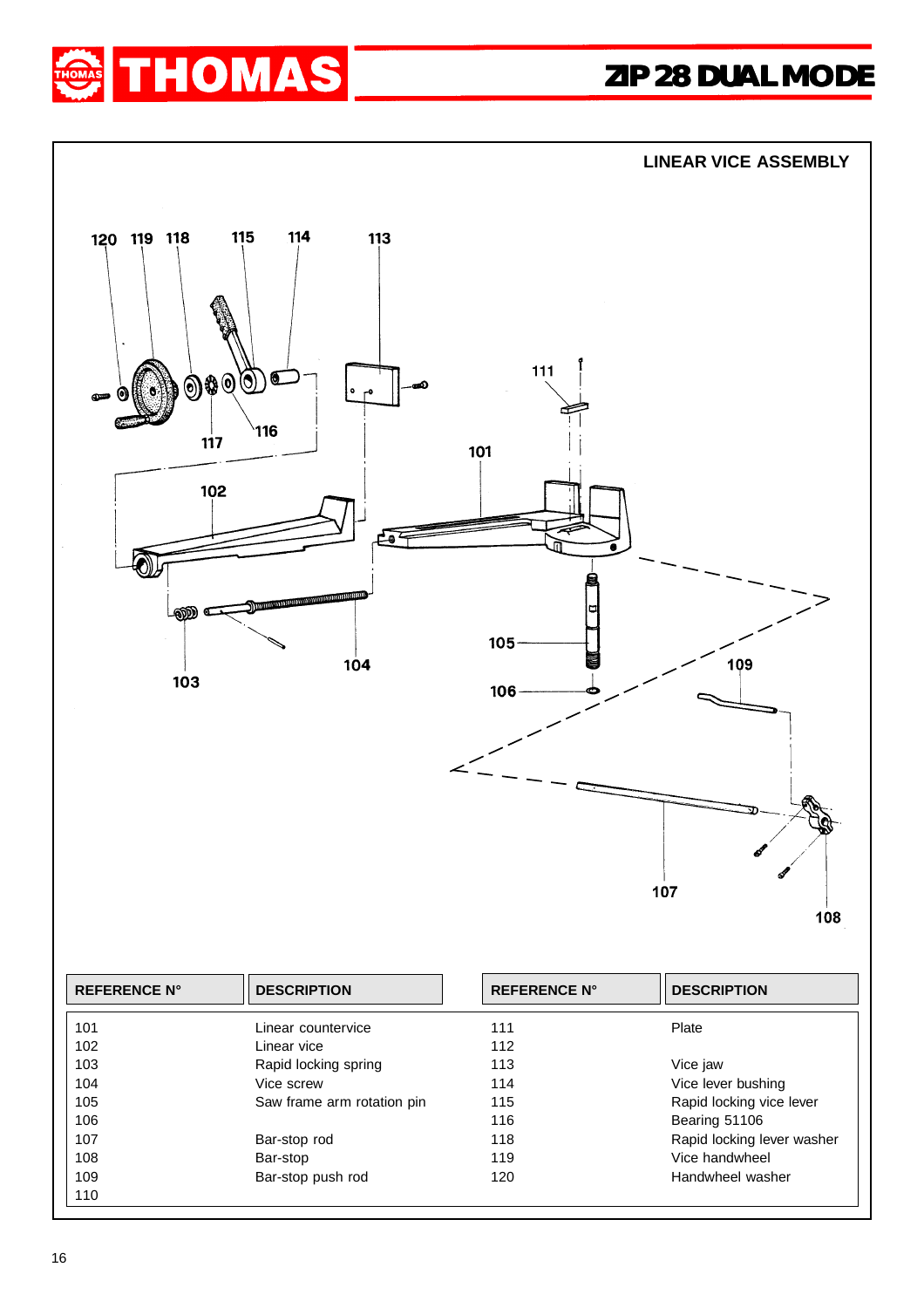## LINEAR VICE ASSEMBLY

| REFERENCE N° | DESCRIPTION | REFERENCE N° | DESCRIPTION |
|---|---|---|---|
| 101 | Linear countervice | 111 | Plate |
| 102 | Linear vice | 112 | |
| 103 | Rapid locking spring | 113 | Vice jaw |
| 104 | Vice screw | 114 | Vice lever bushing |
| 105 | Saw frame arm rotation pin | 115 | Rapid locking vice lever |
| 106 | | 116 | Bearing 51106 |
| 107 | Bar-stop rod | 118 | Rapid locking lever washer |
| 108 | Bar-stop | 119 | Vice handwheel |
| 109 | Bar-stop push rod | 120 | Handwheel washer |
| 110 | | | |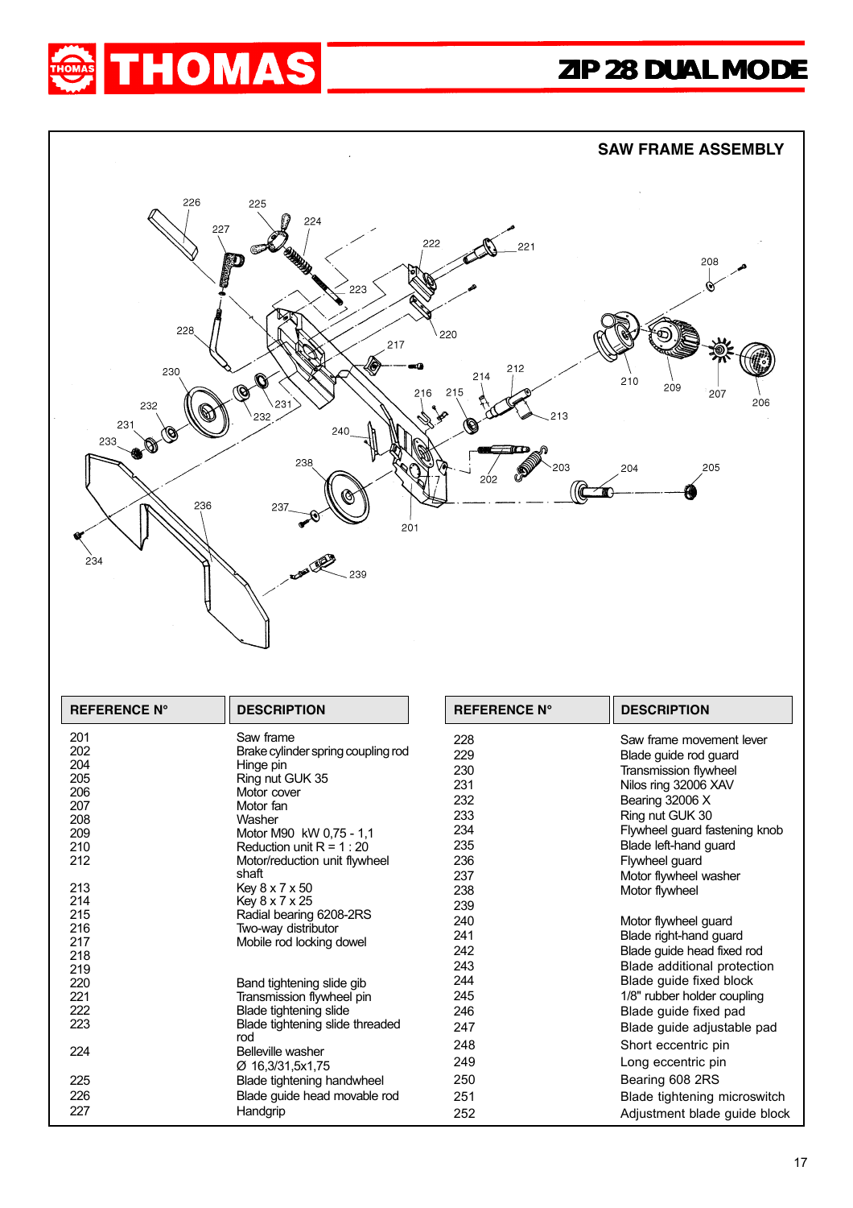## SAW FRAME ASSEMBLY

| REFERENCE N° | DESCRIPTION |
|---|---|
| 201 | Saw frame |
| 202 | Brake cylinder spring coupling rod |
| 204 | Hinge pin |
| 205 | Ring nut GUK 35 |
| 206 | Motor cover |
| 207 | Motor fan |
| 208 | Washer |
| 209 | Motor M90 kW 0,75 - 1,1 |
| 210 | Reduction unit R = 1 : 20 |
| 212 | Motor/reduction unit flywheel shaft |
| 213 | Key 8 x 7 x 50 |
| 214 | Key 8 x 7 x 25 |
| 215 | Radial bearing 6208-2RS |
| 216 | Two-way distributor |
| 217 | Mobile rod locking dowel |
| 218 | |
| 219 | |
| 220 | Band tightening slide gib |
| 221 | Transmission flywheel pin |
| 222 | Blade tightening slide |
| 223 | Blade tightening slide threaded rod |
| 224 | Belleville washer Ø 16,3/31,5x1,75 |
| 225 | Blade tightening handwheel |
| 226 | Blade guide head movable rod |
| 227 | Handgrip |

| REFERENCE N° | DESCRIPTION |
|---|---|
| 228 | Saw frame movement lever |
| 229 | Blade guide rod guard |
| 230 | Transmission flywheel |
| 231 | Nilos ring 32006 XAV |
| 232 | Bearing 32006 X |
| 233 | Ring nut GUK 30 |
| 234 | Flywheel guard fastening knob |
| 235 | Blade left-hand guard |
| 236 | Flywheel guard |
| 237 | Motor flywheel washer |
| 238 | Motor flywheel |
| 239 | |
| 240 | Motor flywheel guard |
| 241 | Blade right-hand guard |
| 242 | Blade guide head fixed rod |
| 243 | Blade additional protection |
| 244 | Blade guide fixed block |
| 245 | 1/8" rubber holder coupling |
| 246 | Blade guide fixed pad |
| 247 | Blade guide adjustable pad |
| 248 | Short eccentric pin |
| 249 | Long eccentric pin |
| 250 | Bearing 608 2RS |
| 251 | Blade tightening microswitch |
| 252 | Adjustment blade guide block |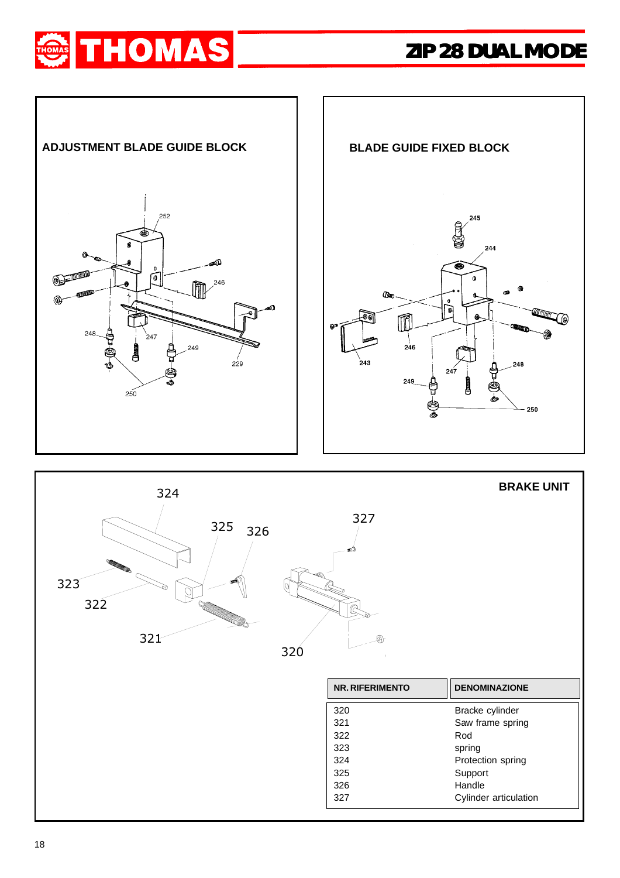## ADJUSTMENT BLADE GUIDE BLOCK

## BLADE GUIDE FIXED BLOCK

## BRAKE UNIT

| NR. RIFERIMENTO | DENOMINAZIONE |
|---|---|
| 320 | Bracke cylinder |
| 321 | Saw frame spring |
| 322 | Rod |
| 323 | spring |
| 324 | Protection spring |
| 325 | Support |
| 326 | Handle |
| 327 | Cylinder articulation |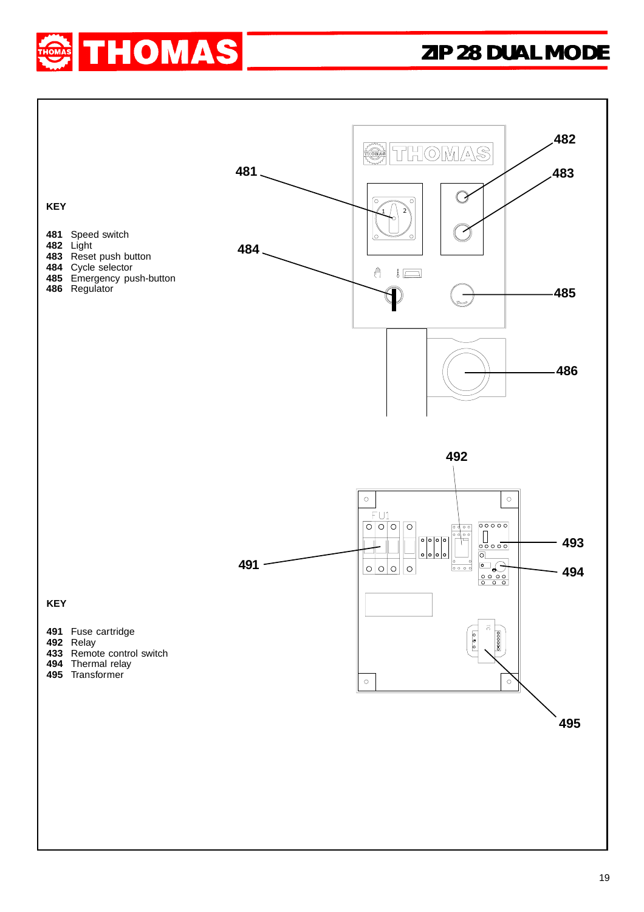**KEY**

- **481** Speed switch
- **482** Light
- **483** Reset push button
- **484** Cycle selector
- **485** Emergency push-button
- **486** Regulator

481

482

483

484

485

486

492

493

491

494

495

FU1

**KEY**

- **491** Fuse cartridge
- **492** Relay
- **433** Remote control switch
- **494** Thermal relay
- **495** Transformer